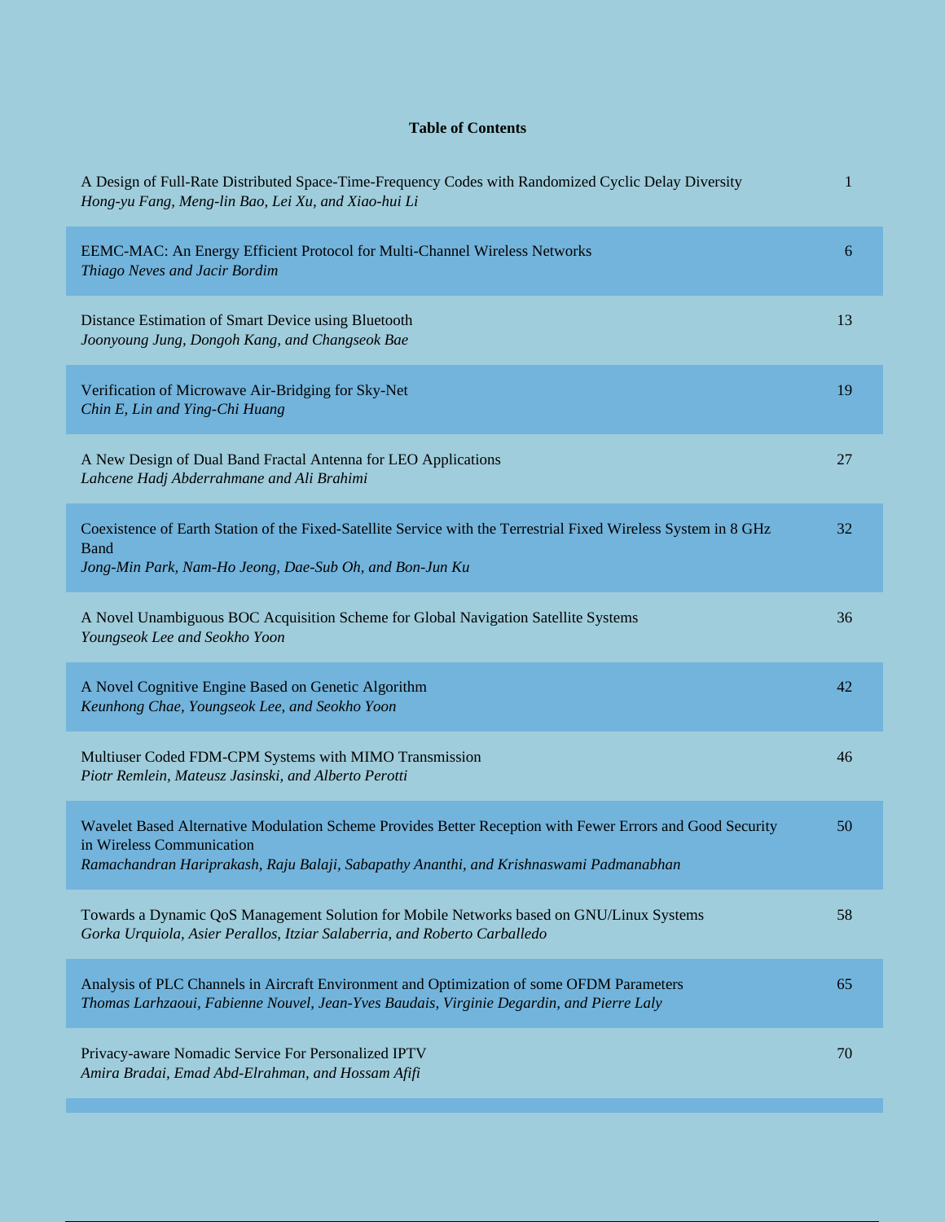**Table of Contents**

| | |
|---|---|
| A Design of Full-Rate Distributed Space-Time-Frequency Codes with Randomized Cyclic Delay Diversity<br>*Hong-yu Fang, Meng-lin Bao, Lei Xu, and Xiao-hui Li* | 1 |
| EEMC-MAC: An Energy Efficient Protocol for Multi-Channel Wireless Networks<br>*Thiago Neves and Jacir Bordim* | 6 |
| Distance Estimation of Smart Device using Bluetooth<br>*Joonyoung Jung, Dongoh Kang, and Changseok Bae* | 13 |
| Verification of Microwave Air-Bridging for Sky-Net<br>*Chin E, Lin and Ying-Chi Huang* | 19 |
| A New Design of Dual Band Fractal Antenna for LEO Applications<br>*Lahcene Hadj Abderrahmane and Ali Brahimi* | 27 |
| Coexistence of Earth Station of the Fixed-Satellite Service with the Terrestrial Fixed Wireless System in 8 GHz Band<br>*Jong-Min Park, Nam-Ho Jeong, Dae-Sub Oh, and Bon-Jun Ku* | 32 |
| A Novel Unambiguous BOC Acquisition Scheme for Global Navigation Satellite Systems<br>*Youngseok Lee and Seokho Yoon* | 36 |
| A Novel Cognitive Engine Based on Genetic Algorithm<br>*Keunhong Chae, Youngseok Lee, and Seokho Yoon* | 42 |
| Multiuser Coded FDM-CPM Systems with MIMO Transmission<br>*Piotr Remlein, Mateusz Jasinski, and Alberto Perotti* | 46 |
| Wavelet Based Alternative Modulation Scheme Provides Better Reception with Fewer Errors and Good Security in Wireless Communication<br>*Ramachandran Hariprakash, Raju Balaji, Sabapathy Ananthi, and Krishnaswami Padmanabhan* | 50 |
| Towards a Dynamic QoS Management Solution for Mobile Networks based on GNU/Linux Systems<br>*Gorka Urquiola, Asier Perallos, Itziar Salaberria, and Roberto Carballedo* | 58 |
| Analysis of PLC Channels in Aircraft Environment and Optimization of some OFDM Parameters<br>*Thomas Larhzaoui, Fabienne Nouvel, Jean-Yves Baudais, Virginie Degardin, and Pierre Laly* | 65 |
| Privacy-aware Nomadic Service For Personalized IPTV<br>*Amira Bradai, Emad Abd-Elrahman, and Hossam Afifi* | 70 |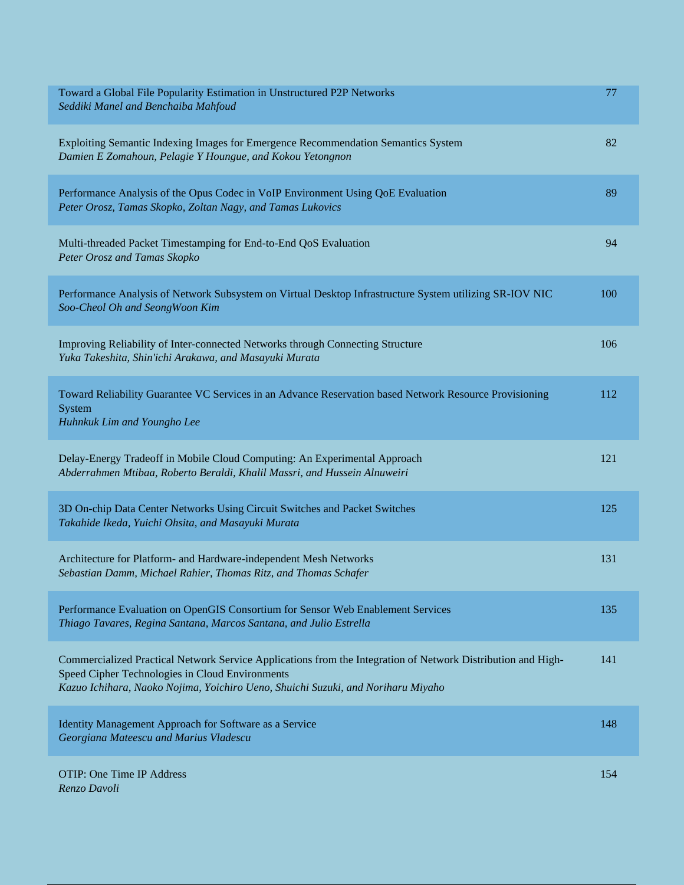| | |
|---|---|
| Toward a Global File Popularity Estimation in Unstructured P2P Networks<br>*Seddiki Manel and Benchaiba Mahfoud* | 77 |
| Exploiting Semantic Indexing Images for Emergence Recommendation Semantics System<br>*Damien E Zomahoun, Pelagie Y Houngue, and Kokou Yetongnon* | 82 |
| Performance Analysis of the Opus Codec in VoIP Environment Using QoE Evaluation<br>*Peter Orosz, Tamas Skopko, Zoltan Nagy, and Tamas Lukovics* | 89 |
| Multi-threaded Packet Timestamping for End-to-End QoS Evaluation<br>*Peter Orosz and Tamas Skopko* | 94 |
| Performance Analysis of Network Subsystem on Virtual Desktop Infrastructure System utilizing SR-IOV NIC<br>*Soo-Cheol Oh and SeongWoon Kim* | 100 |
| Improving Reliability of Inter-connected Networks through Connecting Structure<br>*Yuka Takeshita, Shin'ichi Arakawa, and Masayuki Murata* | 106 |
| Toward Reliability Guarantee VC Services in an Advance Reservation based Network Resource Provisioning System<br>*Huhnkuk Lim and Youngho Lee* | 112 |
| Delay-Energy Tradeoff in Mobile Cloud Computing: An Experimental Approach<br>*Abderrahmen Mtibaa, Roberto Beraldi, Khalil Massri, and Hussein Alnuweiri* | 121 |
| 3D On-chip Data Center Networks Using Circuit Switches and Packet Switches<br>*Takahide Ikeda, Yuichi Ohsita, and Masayuki Murata* | 125 |
| Architecture for Platform- and Hardware-independent Mesh Networks<br>*Sebastian Damm, Michael Rahier, Thomas Ritz, and Thomas Schafer* | 131 |
| Performance Evaluation on OpenGIS Consortium for Sensor Web Enablement Services<br>*Thiago Tavares, Regina Santana, Marcos Santana, and Julio Estrella* | 135 |
| Commercialized Practical Network Service Applications from the Integration of Network Distribution and High-Speed Cipher Technologies in Cloud Environments<br>*Kazuo Ichihara, Naoko Nojima, Yoichiro Ueno, Shuichi Suzuki, and Noriharu Miyaho* | 141 |
| Identity Management Approach for Software as a Service<br>*Georgiana Mateescu and Marius Vladescu* | 148 |
| OTIP: One Time IP Address<br>*Renzo Davoli* | 154 |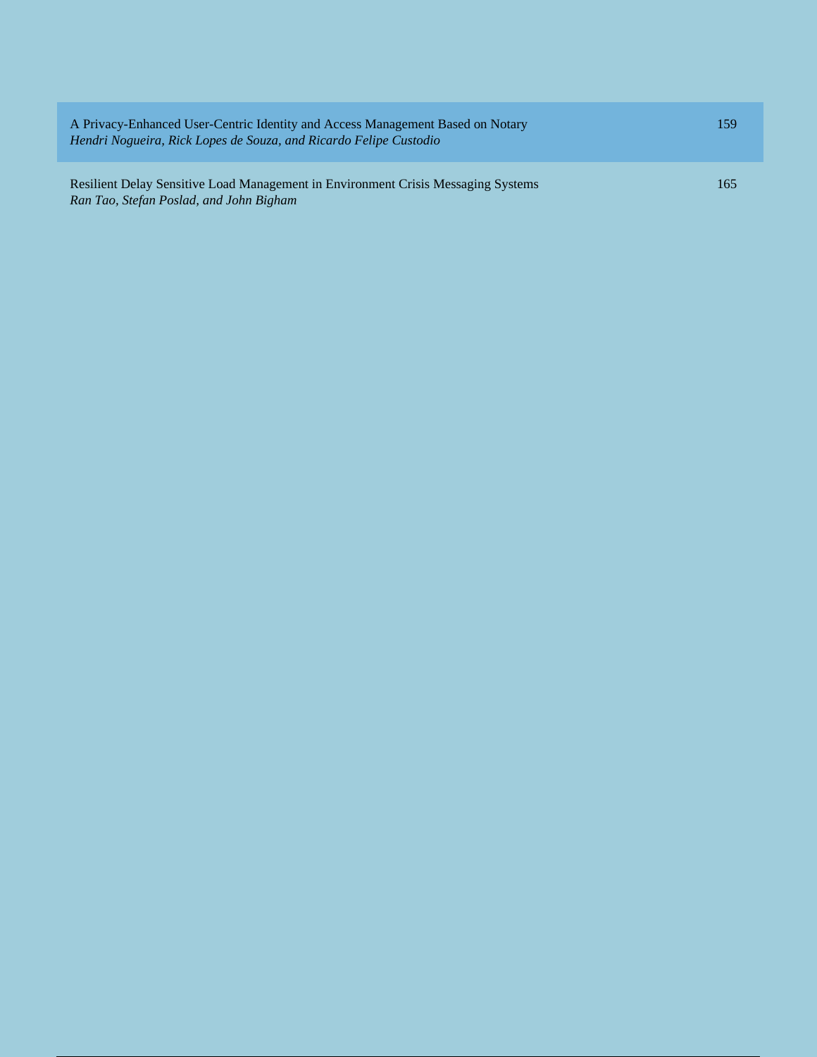A Privacy-Enhanced User-Centric Identity and Access Management Based on Notary 159
*Hendri Nogueira, Rick Lopes de Souza, and Ricardo Felipe Custodio*

Resilient Delay Sensitive Load Management in Environment Crisis Messaging Systems 165
*Ran Tao, Stefan Poslad, and John Bigham*